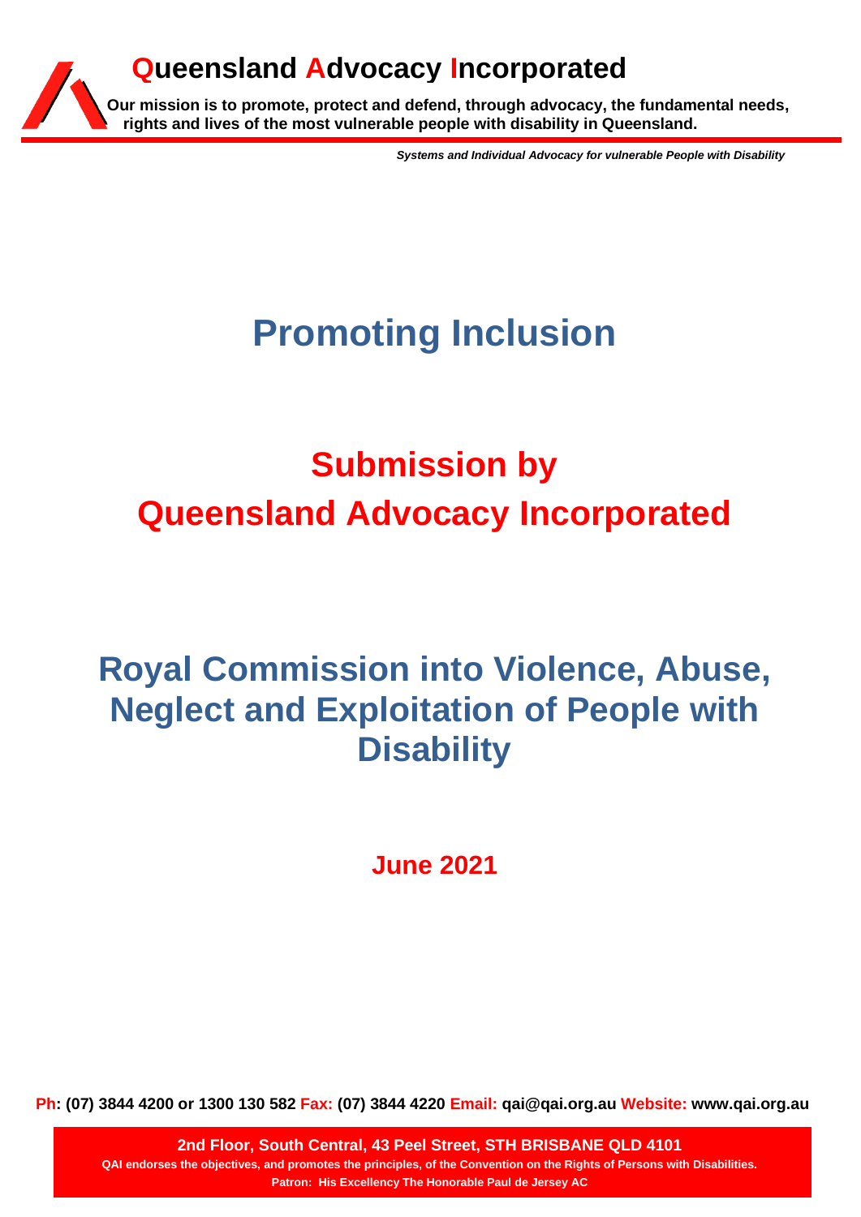# Queensland Advocacy Incorporated

**Our mission is to promote, protect and defend, through advocacy, the fundamental needs, rights and lives of the most vulnerable people with disability in Queensland.**

***Systems and Individual Advocacy for vulnerable People with Disability***

# Promoting Inclusion

# Submission by Queensland Advocacy Incorporated

# Royal Commission into Violence, Abuse, Neglect and Exploitation of People with Disability

## June 2021

**Ph: (07) 3844 4200 or 1300 130 582 Fax: (07) 3844 4220 Email: qai@qai.org.au Website: www.qai.org.au**

**2nd Floor, South Central, 43 Peel Street, STH BRISBANE QLD 4101**
**QAI endorses the objectives, and promotes the principles, of the Convention on the Rights of Persons with Disabilities.**
**Patron: His Excellency The Honorable Paul de Jersey AC**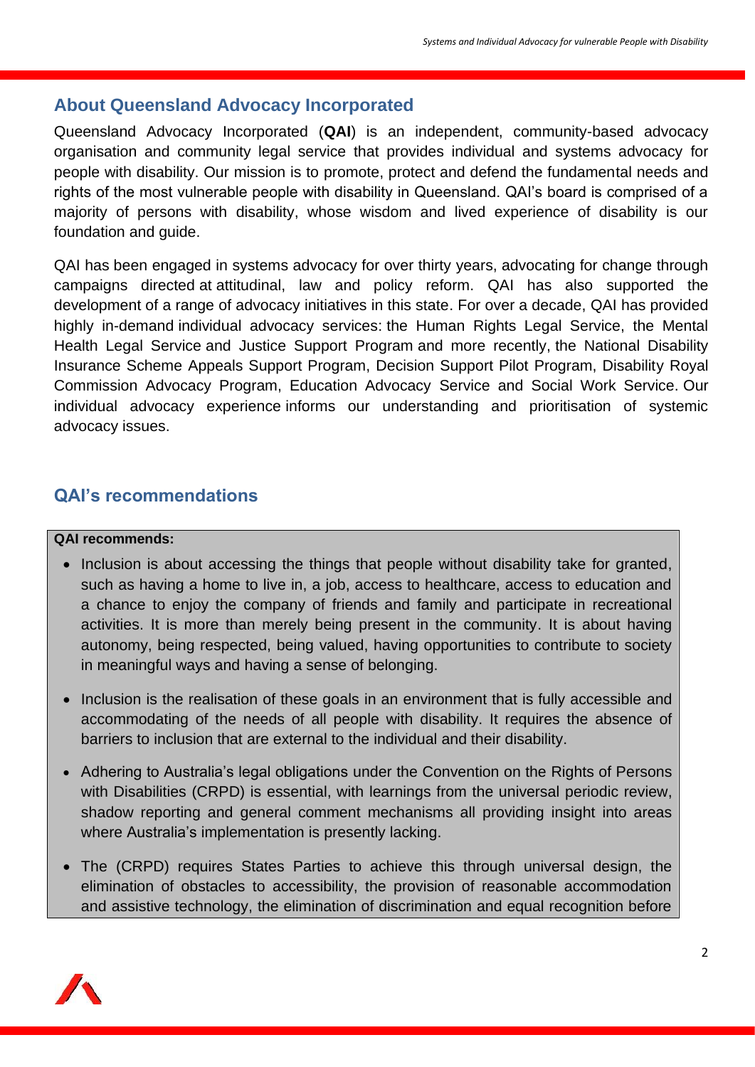## About Queensland Advocacy Incorporated

Queensland Advocacy Incorporated (**QAI**) is an independent, community-based advocacy organisation and community legal service that provides individual and systems advocacy for people with disability. Our mission is to promote, protect and defend the fundamental needs and rights of the most vulnerable people with disability in Queensland. QAI's board is comprised of a majority of persons with disability, whose wisdom and lived experience of disability is our foundation and guide.

QAI has been engaged in systems advocacy for over thirty years, advocating for change through campaigns directed at attitudinal, law and policy reform. QAI has also supported the development of a range of advocacy initiatives in this state. For over a decade, QAI has provided highly in-demand individual advocacy services: the Human Rights Legal Service, the Mental Health Legal Service and Justice Support Program and more recently, the National Disability Insurance Scheme Appeals Support Program, Decision Support Pilot Program, Disability Royal Commission Advocacy Program, Education Advocacy Service and Social Work Service. Our individual advocacy experience informs our understanding and prioritisation of systemic advocacy issues.

## QAI's recommendations

**QAI recommends:**

- Inclusion is about accessing the things that people without disability take for granted, such as having a home to live in, a job, access to healthcare, access to education and a chance to enjoy the company of friends and family and participate in recreational activities. It is more than merely being present in the community. It is about having autonomy, being respected, being valued, having opportunities to contribute to society in meaningful ways and having a sense of belonging.
- Inclusion is the realisation of these goals in an environment that is fully accessible and accommodating of the needs of all people with disability. It requires the absence of barriers to inclusion that are external to the individual and their disability.
- Adhering to Australia's legal obligations under the Convention on the Rights of Persons with Disabilities (CRPD) is essential, with learnings from the universal periodic review, shadow reporting and general comment mechanisms all providing insight into areas where Australia's implementation is presently lacking.
- The (CRPD) requires States Parties to achieve this through universal design, the elimination of obstacles to accessibility, the provision of reasonable accommodation and assistive technology, the elimination of discrimination and equal recognition before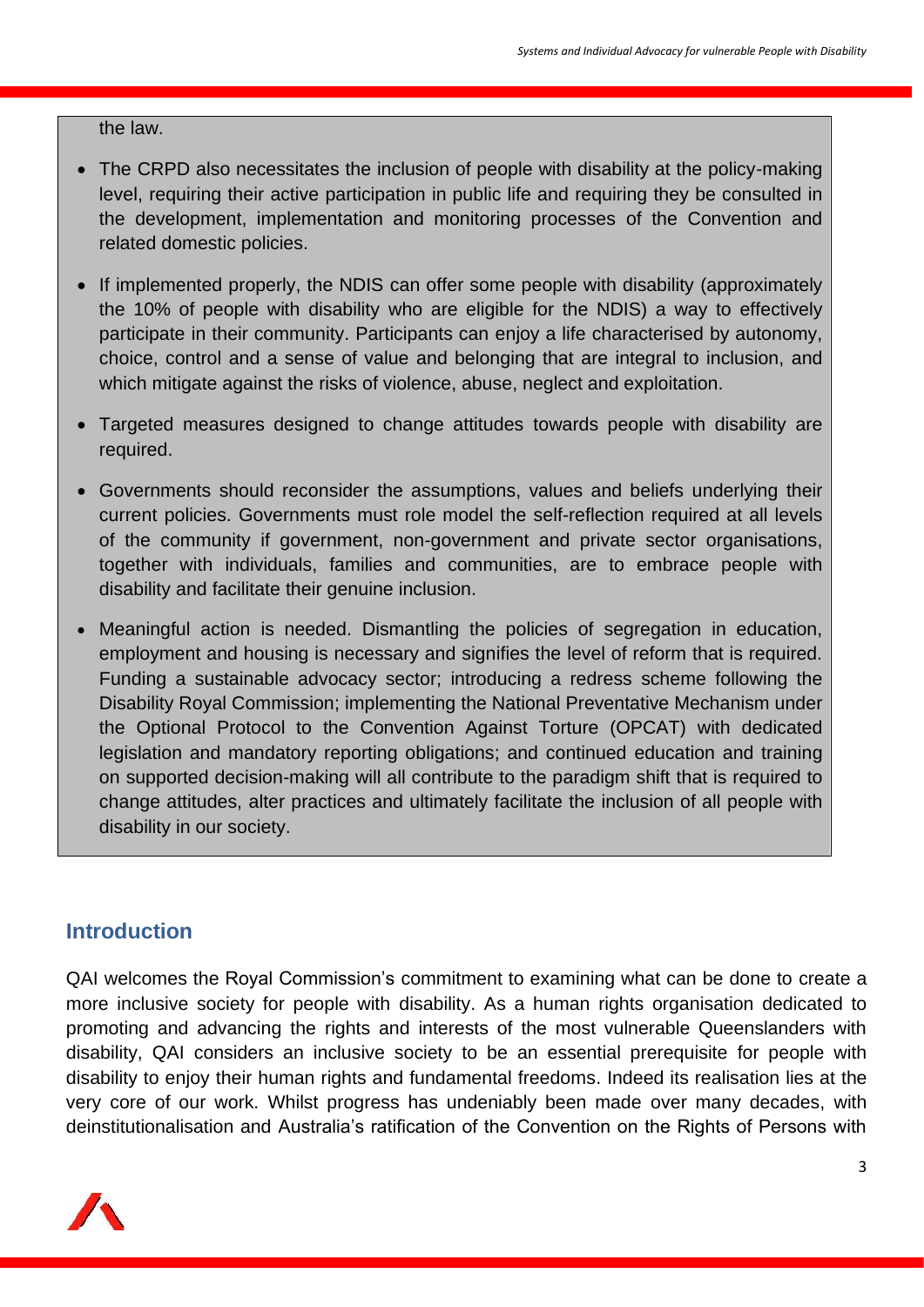the law.

- The CRPD also necessitates the inclusion of people with disability at the policy-making level, requiring their active participation in public life and requiring they be consulted in the development, implementation and monitoring processes of the Convention and related domestic policies.

- If implemented properly, the NDIS can offer some people with disability (approximately the 10% of people with disability who are eligible for the NDIS) a way to effectively participate in their community. Participants can enjoy a life characterised by autonomy, choice, control and a sense of value and belonging that are integral to inclusion, and which mitigate against the risks of violence, abuse, neglect and exploitation.

- Targeted measures designed to change attitudes towards people with disability are required.

- Governments should reconsider the assumptions, values and beliefs underlying their current policies. Governments must role model the self-reflection required at all levels of the community if government, non-government and private sector organisations, together with individuals, families and communities, are to embrace people with disability and facilitate their genuine inclusion.

- Meaningful action is needed. Dismantling the policies of segregation in education, employment and housing is necessary and signifies the level of reform that is required. Funding a sustainable advocacy sector; introducing a redress scheme following the Disability Royal Commission; implementing the National Preventative Mechanism under the Optional Protocol to the Convention Against Torture (OPCAT) with dedicated legislation and mandatory reporting obligations; and continued education and training on supported decision-making will all contribute to the paradigm shift that is required to change attitudes, alter practices and ultimately facilitate the inclusion of all people with disability in our society.

## Introduction

QAI welcomes the Royal Commission's commitment to examining what can be done to create a more inclusive society for people with disability. As a human rights organisation dedicated to promoting and advancing the rights and interests of the most vulnerable Queenslanders with disability, QAI considers an inclusive society to be an essential prerequisite for people with disability to enjoy their human rights and fundamental freedoms. Indeed its realisation lies at the very core of our work. Whilst progress has undeniably been made over many decades, with deinstitutionalisation and Australia's ratification of the Convention on the Rights of Persons with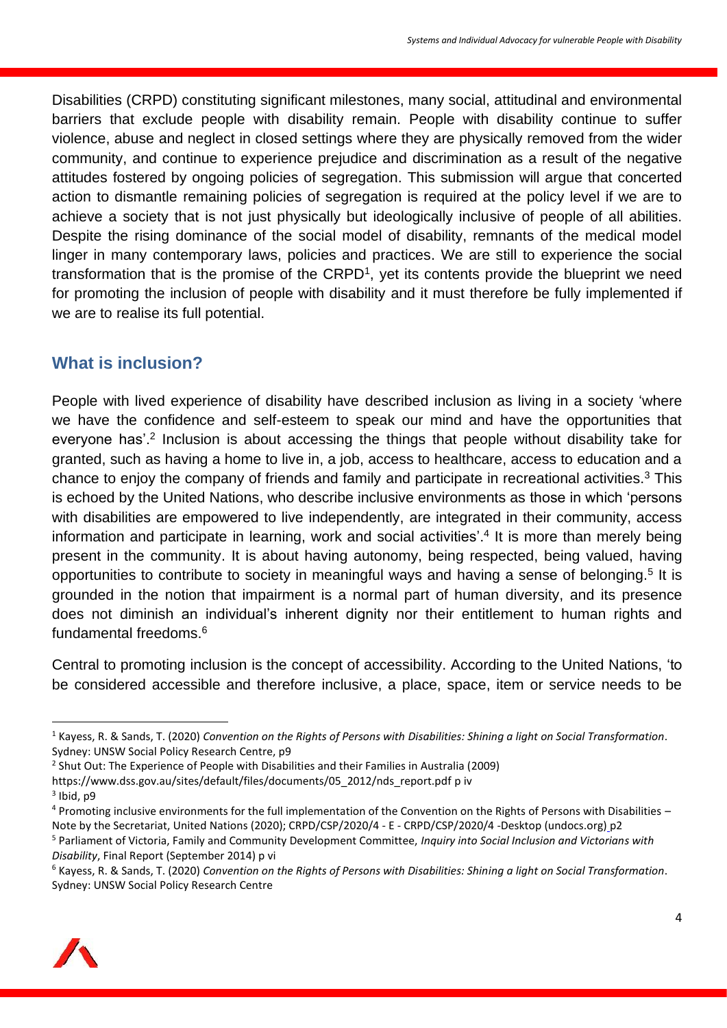Disabilities (CRPD) constituting significant milestones, many social, attitudinal and environmental barriers that exclude people with disability remain. People with disability continue to suffer violence, abuse and neglect in closed settings where they are physically removed from the wider community, and continue to experience prejudice and discrimination as a result of the negative attitudes fostered by ongoing policies of segregation. This submission will argue that concerted action to dismantle remaining policies of segregation is required at the policy level if we are to achieve a society that is not just physically but ideologically inclusive of people of all abilities. Despite the rising dominance of the social model of disability, remnants of the medical model linger in many contemporary laws, policies and practices. We are still to experience the social transformation that is the promise of the CRPD[1], yet its contents provide the blueprint we need for promoting the inclusion of people with disability and it must therefore be fully implemented if we are to realise its full potential.

## What is inclusion?

People with lived experience of disability have described inclusion as living in a society 'where we have the confidence and self-esteem to speak our mind and have the opportunities that everyone has'.[2] Inclusion is about accessing the things that people without disability take for granted, such as having a home to live in, a job, access to healthcare, access to education and a chance to enjoy the company of friends and family and participate in recreational activities.[3] This is echoed by the United Nations, who describe inclusive environments as those in which 'persons with disabilities are empowered to live independently, are integrated in their community, access information and participate in learning, work and social activities'.[4] It is more than merely being present in the community. It is about having autonomy, being respected, being valued, having opportunities to contribute to society in meaningful ways and having a sense of belonging.[5] It is grounded in the notion that impairment is a normal part of human diversity, and its presence does not diminish an individual's inherent dignity nor their entitlement to human rights and fundamental freedoms.[6]

Central to promoting inclusion is the concept of accessibility. According to the United Nations, 'to be considered accessible and therefore inclusive, a place, space, item or service needs to be

---

[1] Kayess, R. & Sands, T. (2020) *Convention on the Rights of Persons with Disabilities: Shining a light on Social Transformation*. Sydney: UNSW Social Policy Research Centre, p9

[2] Shut Out: The Experience of People with Disabilities and their Families in Australia (2009) https://www.dss.gov.au/sites/default/files/documents/05_2012/nds_report.pdf p iv

[3] Ibid, p9

[4] Promoting inclusive environments for the full implementation of the Convention on the Rights of Persons with Disabilities – Note by the Secretariat, United Nations (2020); CRPD/CSP/2020/4 - E - CRPD/CSP/2020/4 -Desktop (undocs.org) p2

[5] Parliament of Victoria, Family and Community Development Committee, *Inquiry into Social Inclusion and Victorians with Disability*, Final Report (September 2014) p vi

[6] Kayess, R. & Sands, T. (2020) *Convention on the Rights of Persons with Disabilities: Shining a light on Social Transformation*. Sydney: UNSW Social Policy Research Centre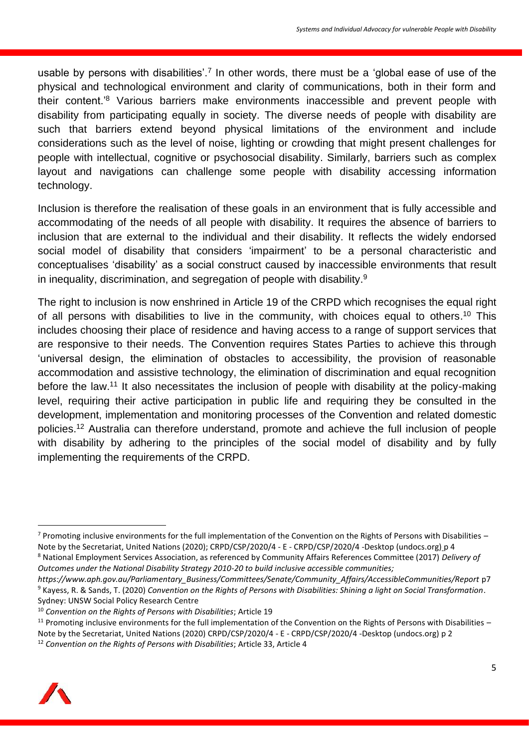usable by persons with disabilities'.[7] In other words, there must be a 'global ease of use of the physical and technological environment and clarity of communications, both in their form and their content.'[8] Various barriers make environments inaccessible and prevent people with disability from participating equally in society. The diverse needs of people with disability are such that barriers extend beyond physical limitations of the environment and include considerations such as the level of noise, lighting or crowding that might present challenges for people with intellectual, cognitive or psychosocial disability. Similarly, barriers such as complex layout and navigations can challenge some people with disability accessing information technology.

Inclusion is therefore the realisation of these goals in an environment that is fully accessible and accommodating of the needs of all people with disability. It requires the absence of barriers to inclusion that are external to the individual and their disability. It reflects the widely endorsed social model of disability that considers 'impairment' to be a personal characteristic and conceptualises 'disability' as a social construct caused by inaccessible environments that result in inequality, discrimination, and segregation of people with disability.[9]

The right to inclusion is now enshrined in Article 19 of the CRPD which recognises the equal right of all persons with disabilities to live in the community, with choices equal to others.[10] This includes choosing their place of residence and having access to a range of support services that are responsive to their needs. The Convention requires States Parties to achieve this through 'universal design, the elimination of obstacles to accessibility, the provision of reasonable accommodation and assistive technology, the elimination of discrimination and equal recognition before the law.[11] It also necessitates the inclusion of people with disability at the policy-making level, requiring their active participation in public life and requiring they be consulted in the development, implementation and monitoring processes of the Convention and related domestic policies.[12] Australia can therefore understand, promote and achieve the full inclusion of people with disability by adhering to the principles of the social model of disability and by fully implementing the requirements of the CRPD.

---

[7] Promoting inclusive environments for the full implementation of the Convention on the Rights of Persons with Disabilities – Note by the Secretariat, United Nations (2020); CRPD/CSP/2020/4 - E - CRPD/CSP/2020/4 -Desktop (undocs.org) p 4

[8] National Employment Services Association, as referenced by Community Affairs References Committee (2017) *Delivery of Outcomes under the National Disability Strategy 2010-20 to build inclusive accessible communities; https://www.aph.gov.au/Parliamentary_Business/Committees/Senate/Community_Affairs/AccessibleCommunities/Report* p7

[9] Kayess, R. & Sands, T. (2020) *Convention on the Rights of Persons with Disabilities: Shining a light on Social Transformation*. Sydney: UNSW Social Policy Research Centre

[10] *Convention on the Rights of Persons with Disabilities*; Article 19

[11] Promoting inclusive environments for the full implementation of the Convention on the Rights of Persons with Disabilities – Note by the Secretariat, United Nations (2020) CRPD/CSP/2020/4 - E - CRPD/CSP/2020/4 -Desktop (undocs.org) p 2

[12] *Convention on the Rights of Persons with Disabilities*; Article 33, Article 4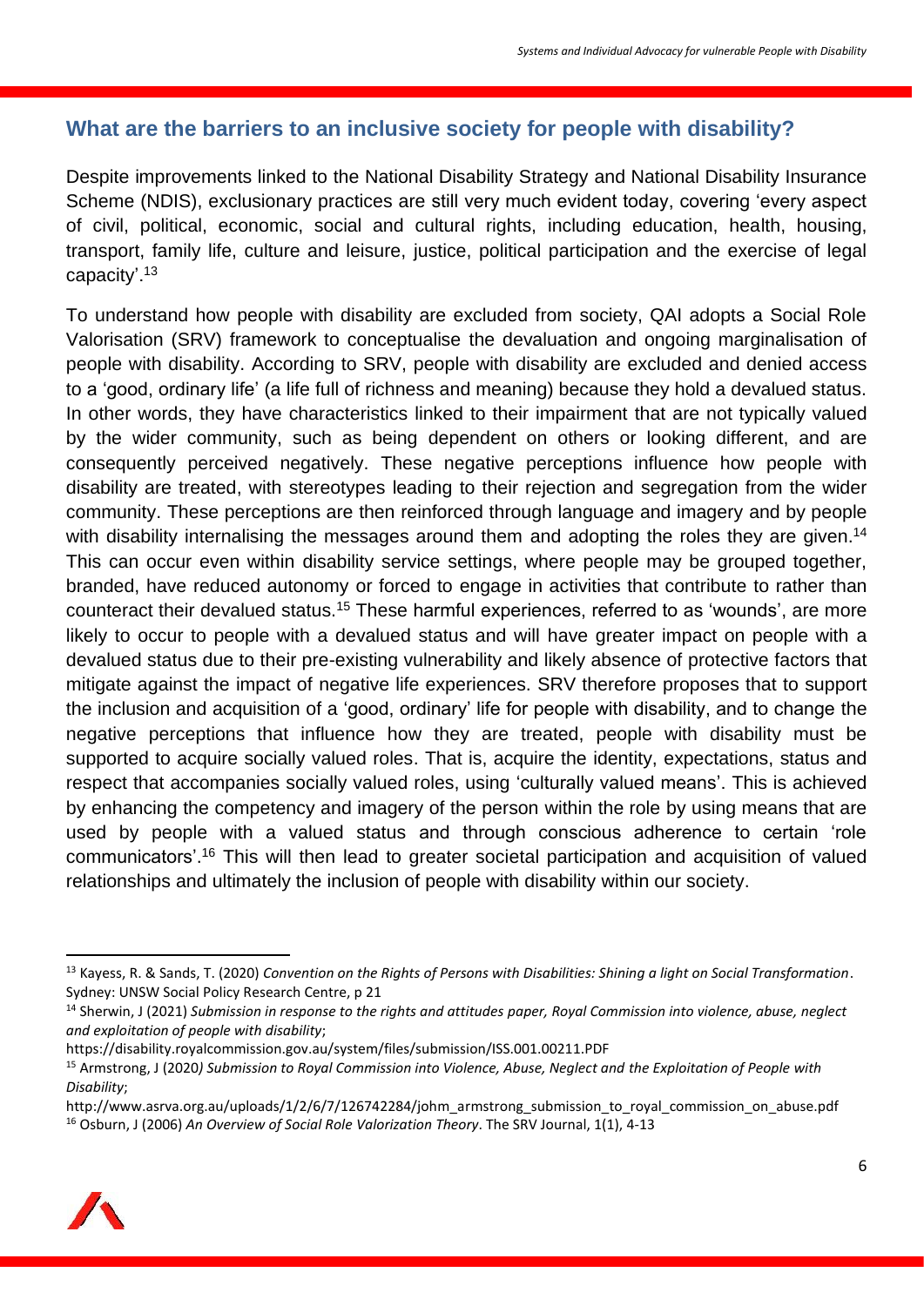## What are the barriers to an inclusive society for people with disability?

Despite improvements linked to the National Disability Strategy and National Disability Insurance Scheme (NDIS), exclusionary practices are still very much evident today, covering 'every aspect of civil, political, economic, social and cultural rights, including education, health, housing, transport, family life, culture and leisure, justice, political participation and the exercise of legal capacity'.[13]

To understand how people with disability are excluded from society, QAI adopts a Social Role Valorisation (SRV) framework to conceptualise the devaluation and ongoing marginalisation of people with disability. According to SRV, people with disability are excluded and denied access to a 'good, ordinary life' (a life full of richness and meaning) because they hold a devalued status. In other words, they have characteristics linked to their impairment that are not typically valued by the wider community, such as being dependent on others or looking different, and are consequently perceived negatively. These negative perceptions influence how people with disability are treated, with stereotypes leading to their rejection and segregation from the wider community. These perceptions are then reinforced through language and imagery and by people with disability internalising the messages around them and adopting the roles they are given.[14] This can occur even within disability service settings, where people may be grouped together, branded, have reduced autonomy or forced to engage in activities that contribute to rather than counteract their devalued status.[15] These harmful experiences, referred to as 'wounds', are more likely to occur to people with a devalued status and will have greater impact on people with a devalued status due to their pre-existing vulnerability and likely absence of protective factors that mitigate against the impact of negative life experiences. SRV therefore proposes that to support the inclusion and acquisition of a 'good, ordinary' life for people with disability, and to change the negative perceptions that influence how they are treated, people with disability must be supported to acquire socially valued roles. That is, acquire the identity, expectations, status and respect that accompanies socially valued roles, using 'culturally valued means'. This is achieved by enhancing the competency and imagery of the person within the role by using means that are used by people with a valued status and through conscious adherence to certain 'role communicators'.[16] This will then lead to greater societal participation and acquisition of valued relationships and ultimately the inclusion of people with disability within our society.

---

[13] Kayess, R. & Sands, T. (2020) *Convention on the Rights of Persons with Disabilities: Shining a light on Social Transformation*. Sydney: UNSW Social Policy Research Centre, p 21

[14] Sherwin, J (2021) *Submission in response to the rights and attitudes paper, Royal Commission into violence, abuse, neglect and exploitation of people with disability*; https://disability.royalcommission.gov.au/system/files/submission/ISS.001.00211.PDF

[15] Armstrong, J (2020*) Submission to Royal Commission into Violence, Abuse, Neglect and the Exploitation of People with Disability*; http://www.asrva.org.au/uploads/1/2/6/7/126742284/johm_armstrong_submission_to_royal_commission_on_abuse.pdf

[16] Osburn, J (2006) *An Overview of Social Role Valorization Theory*. The SRV Journal, 1(1), 4-13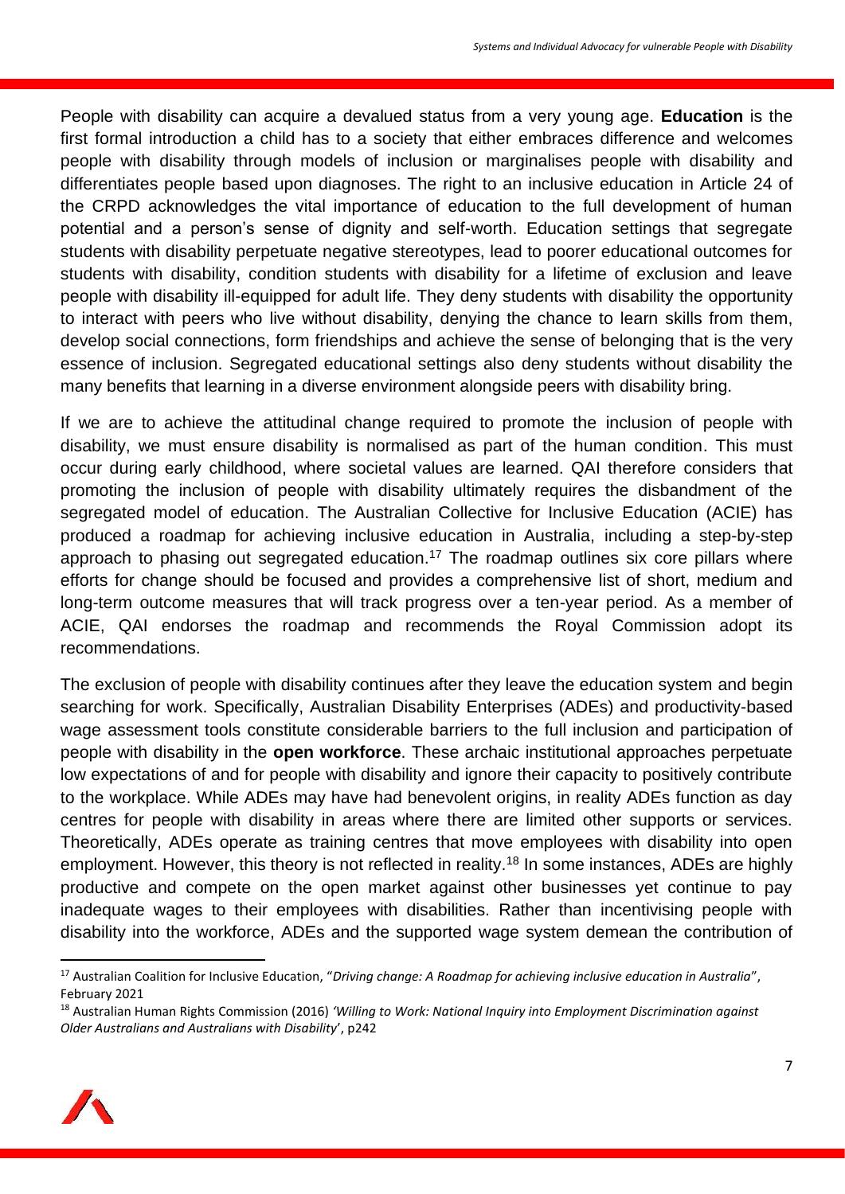People with disability can acquire a devalued status from a very young age. **Education** is the first formal introduction a child has to a society that either embraces difference and welcomes people with disability through models of inclusion or marginalises people with disability and differentiates people based upon diagnoses. The right to an inclusive education in Article 24 of the CRPD acknowledges the vital importance of education to the full development of human potential and a person's sense of dignity and self-worth. Education settings that segregate students with disability perpetuate negative stereotypes, lead to poorer educational outcomes for students with disability, condition students with disability for a lifetime of exclusion and leave people with disability ill-equipped for adult life. They deny students with disability the opportunity to interact with peers who live without disability, denying the chance to learn skills from them, develop social connections, form friendships and achieve the sense of belonging that is the very essence of inclusion. Segregated educational settings also deny students without disability the many benefits that learning in a diverse environment alongside peers with disability bring.

If we are to achieve the attitudinal change required to promote the inclusion of people with disability, we must ensure disability is normalised as part of the human condition. This must occur during early childhood, where societal values are learned. QAI therefore considers that promoting the inclusion of people with disability ultimately requires the disbandment of the segregated model of education. The Australian Collective for Inclusive Education (ACIE) has produced a roadmap for achieving inclusive education in Australia, including a step-by-step approach to phasing out segregated education.[17] The roadmap outlines six core pillars where efforts for change should be focused and provides a comprehensive list of short, medium and long-term outcome measures that will track progress over a ten-year period. As a member of ACIE, QAI endorses the roadmap and recommends the Royal Commission adopt its recommendations.

The exclusion of people with disability continues after they leave the education system and begin searching for work. Specifically, Australian Disability Enterprises (ADEs) and productivity-based wage assessment tools constitute considerable barriers to the full inclusion and participation of people with disability in the **open workforce**. These archaic institutional approaches perpetuate low expectations of and for people with disability and ignore their capacity to positively contribute to the workplace. While ADEs may have had benevolent origins, in reality ADEs function as day centres for people with disability in areas where there are limited other supports or services. Theoretically, ADEs operate as training centres that move employees with disability into open employment. However, this theory is not reflected in reality.[18] In some instances, ADEs are highly productive and compete on the open market against other businesses yet continue to pay inadequate wages to their employees with disabilities. Rather than incentivising people with disability into the workforce, ADEs and the supported wage system demean the contribution of

---

[17] Australian Coalition for Inclusive Education, "*Driving change: A Roadmap for achieving inclusive education in Australia*", February 2021

[18] Australian Human Rights Commission (2016) *'Willing to Work: National Inquiry into Employment Discrimination against Older Australians and Australians with Disability'*, p242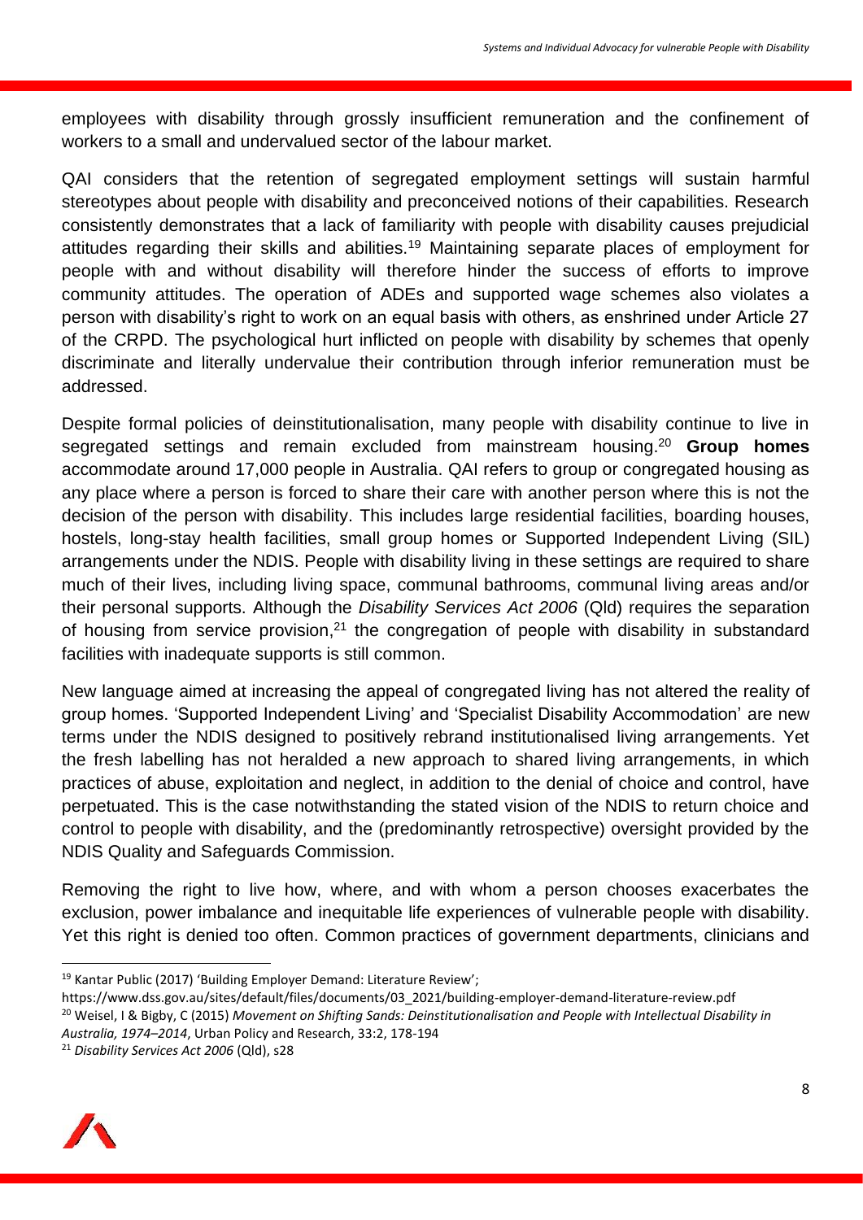employees with disability through grossly insufficient remuneration and the confinement of workers to a small and undervalued sector of the labour market.

QAI considers that the retention of segregated employment settings will sustain harmful stereotypes about people with disability and preconceived notions of their capabilities. Research consistently demonstrates that a lack of familiarity with people with disability causes prejudicial attitudes regarding their skills and abilities.[19] Maintaining separate places of employment for people with and without disability will therefore hinder the success of efforts to improve community attitudes. The operation of ADEs and supported wage schemes also violates a person with disability's right to work on an equal basis with others, as enshrined under Article 27 of the CRPD. The psychological hurt inflicted on people with disability by schemes that openly discriminate and literally undervalue their contribution through inferior remuneration must be addressed.

Despite formal policies of deinstitutionalisation, many people with disability continue to live in segregated settings and remain excluded from mainstream housing.[20] **Group homes** accommodate around 17,000 people in Australia. QAI refers to group or congregated housing as any place where a person is forced to share their care with another person where this is not the decision of the person with disability. This includes large residential facilities, boarding houses, hostels, long-stay health facilities, small group homes or Supported Independent Living (SIL) arrangements under the NDIS. People with disability living in these settings are required to share much of their lives, including living space, communal bathrooms, communal living areas and/or their personal supports. Although the *Disability Services Act 2006* (Qld) requires the separation of housing from service provision,[21] the congregation of people with disability in substandard facilities with inadequate supports is still common.

New language aimed at increasing the appeal of congregated living has not altered the reality of group homes. 'Supported Independent Living' and 'Specialist Disability Accommodation' are new terms under the NDIS designed to positively rebrand institutionalised living arrangements. Yet the fresh labelling has not heralded a new approach to shared living arrangements, in which practices of abuse, exploitation and neglect, in addition to the denial of choice and control, have perpetuated. This is the case notwithstanding the stated vision of the NDIS to return choice and control to people with disability, and the (predominantly retrospective) oversight provided by the NDIS Quality and Safeguards Commission.

Removing the right to live how, where, and with whom a person chooses exacerbates the exclusion, power imbalance and inequitable life experiences of vulnerable people with disability. Yet this right is denied too often. Common practices of government departments, clinicians and

---

[19] Kantar Public (2017) 'Building Employer Demand: Literature Review'; https://www.dss.gov.au/sites/default/files/documents/03_2021/building-employer-demand-literature-review.pdf

[20] Weisel, I & Bigby, C (2015) *Movement on Shifting Sands: Deinstitutionalisation and People with Intellectual Disability in Australia, 1974–2014*, Urban Policy and Research, 33:2, 178-194

[21] *Disability Services Act 2006* (Qld), s28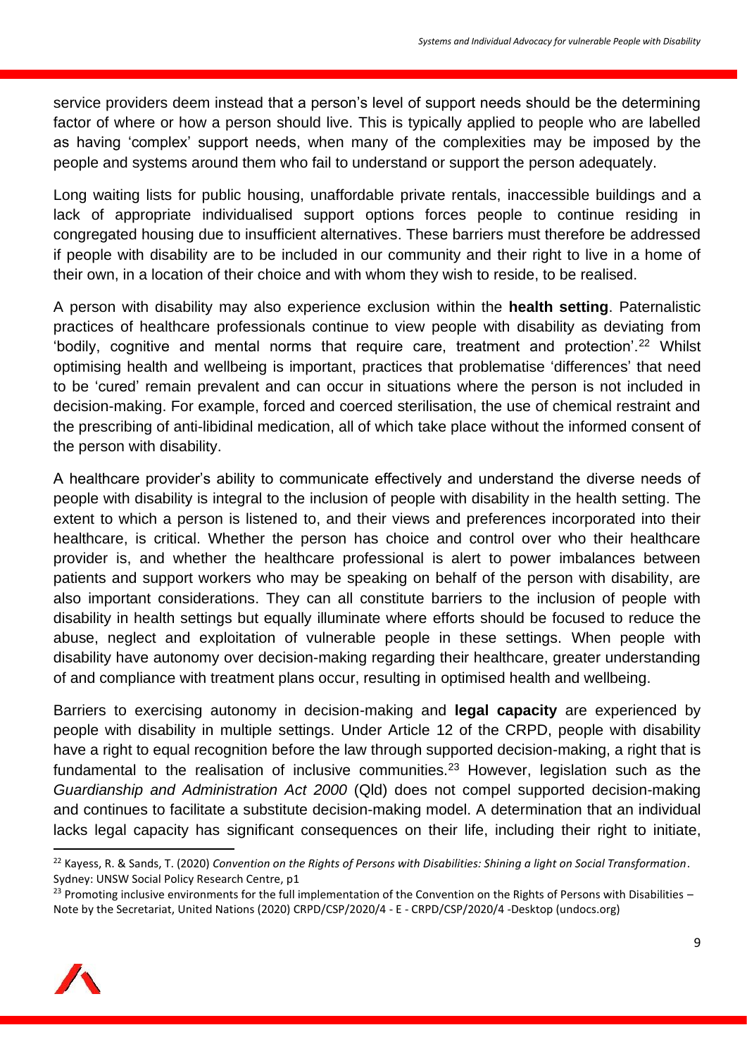service providers deem instead that a person's level of support needs should be the determining factor of where or how a person should live. This is typically applied to people who are labelled as having 'complex' support needs, when many of the complexities may be imposed by the people and systems around them who fail to understand or support the person adequately.

Long waiting lists for public housing, unaffordable private rentals, inaccessible buildings and a lack of appropriate individualised support options forces people to continue residing in congregated housing due to insufficient alternatives. These barriers must therefore be addressed if people with disability are to be included in our community and their right to live in a home of their own, in a location of their choice and with whom they wish to reside, to be realised.

A person with disability may also experience exclusion within the **health setting**. Paternalistic practices of healthcare professionals continue to view people with disability as deviating from 'bodily, cognitive and mental norms that require care, treatment and protection'.[22] Whilst optimising health and wellbeing is important, practices that problematise 'differences' that need to be 'cured' remain prevalent and can occur in situations where the person is not included in decision-making. For example, forced and coerced sterilisation, the use of chemical restraint and the prescribing of anti-libidinal medication, all of which take place without the informed consent of the person with disability.

A healthcare provider's ability to communicate effectively and understand the diverse needs of people with disability is integral to the inclusion of people with disability in the health setting. The extent to which a person is listened to, and their views and preferences incorporated into their healthcare, is critical. Whether the person has choice and control over who their healthcare provider is, and whether the healthcare professional is alert to power imbalances between patients and support workers who may be speaking on behalf of the person with disability, are also important considerations. They can all constitute barriers to the inclusion of people with disability in health settings but equally illuminate where efforts should be focused to reduce the abuse, neglect and exploitation of vulnerable people in these settings. When people with disability have autonomy over decision-making regarding their healthcare, greater understanding of and compliance with treatment plans occur, resulting in optimised health and wellbeing.

Barriers to exercising autonomy in decision-making and **legal capacity** are experienced by people with disability in multiple settings. Under Article 12 of the CRPD, people with disability have a right to equal recognition before the law through supported decision-making, a right that is fundamental to the realisation of inclusive communities.[23] However, legislation such as the *Guardianship and Administration Act 2000* (Qld) does not compel supported decision-making and continues to facilitate a substitute decision-making model. A determination that an individual lacks legal capacity has significant consequences on their life, including their right to initiate,

---

[22] Kayess, R. & Sands, T. (2020) *Convention on the Rights of Persons with Disabilities: Shining a light on Social Transformation*. Sydney: UNSW Social Policy Research Centre, p1

[23] Promoting inclusive environments for the full implementation of the Convention on the Rights of Persons with Disabilities – Note by the Secretariat, United Nations (2020) CRPD/CSP/2020/4 - E - CRPD/CSP/2020/4 -Desktop (undocs.org)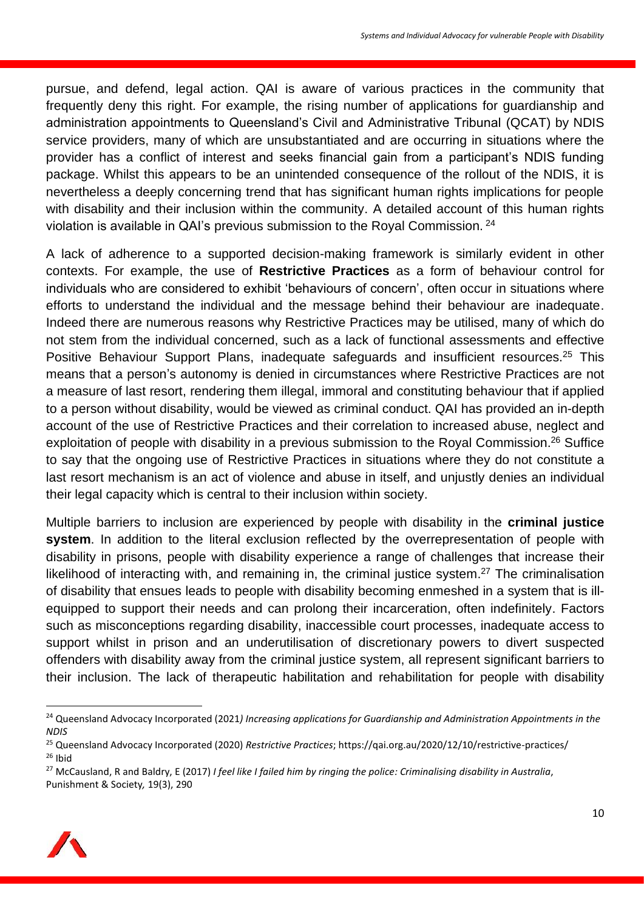pursue, and defend, legal action. QAI is aware of various practices in the community that frequently deny this right. For example, the rising number of applications for guardianship and administration appointments to Queensland's Civil and Administrative Tribunal (QCAT) by NDIS service providers, many of which are unsubstantiated and are occurring in situations where the provider has a conflict of interest and seeks financial gain from a participant's NDIS funding package. Whilst this appears to be an unintended consequence of the rollout of the NDIS, it is nevertheless a deeply concerning trend that has significant human rights implications for people with disability and their inclusion within the community. A detailed account of this human rights violation is available in QAI's previous submission to the Royal Commission. [24]

A lack of adherence to a supported decision-making framework is similarly evident in other contexts. For example, the use of **Restrictive Practices** as a form of behaviour control for individuals who are considered to exhibit 'behaviours of concern', often occur in situations where efforts to understand the individual and the message behind their behaviour are inadequate. Indeed there are numerous reasons why Restrictive Practices may be utilised, many of which do not stem from the individual concerned, such as a lack of functional assessments and effective Positive Behaviour Support Plans, inadequate safeguards and insufficient resources.[25] This means that a person's autonomy is denied in circumstances where Restrictive Practices are not a measure of last resort, rendering them illegal, immoral and constituting behaviour that if applied to a person without disability, would be viewed as criminal conduct. QAI has provided an in-depth account of the use of Restrictive Practices and their correlation to increased abuse, neglect and exploitation of people with disability in a previous submission to the Royal Commission.[26] Suffice to say that the ongoing use of Restrictive Practices in situations where they do not constitute a last resort mechanism is an act of violence and abuse in itself, and unjustly denies an individual their legal capacity which is central to their inclusion within society.

Multiple barriers to inclusion are experienced by people with disability in the **criminal justice system**. In addition to the literal exclusion reflected by the overrepresentation of people with disability in prisons, people with disability experience a range of challenges that increase their likelihood of interacting with, and remaining in, the criminal justice system.[27] The criminalisation of disability that ensues leads to people with disability becoming enmeshed in a system that is ill-equipped to support their needs and can prolong their incarceration, often indefinitely. Factors such as misconceptions regarding disability, inaccessible court processes, inadequate access to support whilst in prison and an underutilisation of discretionary powers to divert suspected offenders with disability away from the criminal justice system, all represent significant barriers to their inclusion. The lack of therapeutic habilitation and rehabilitation for people with disability

---

[24] Queensland Advocacy Incorporated (2021*) Increasing applications for Guardianship and Administration Appointments in the NDIS*

[25] Queensland Advocacy Incorporated (2020) *Restrictive Practices*; https://qai.org.au/2020/12/10/restrictive-practices/

[26] Ibid

[27] McCausland, R and Baldry, E (2017) *I feel like I failed him by ringing the police: Criminalising disability in Australia*, Punishment & Society*,* 19(3), 290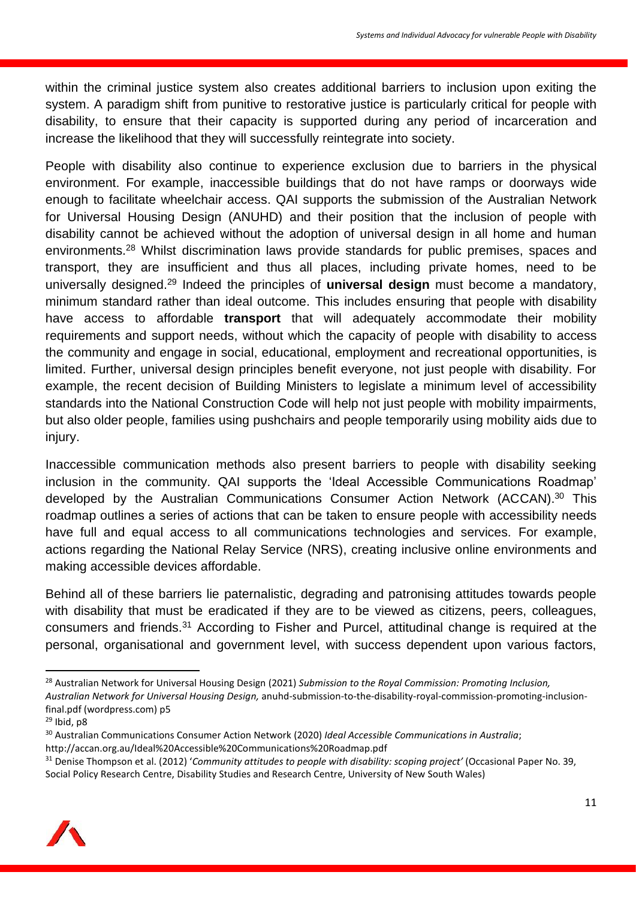within the criminal justice system also creates additional barriers to inclusion upon exiting the system. A paradigm shift from punitive to restorative justice is particularly critical for people with disability, to ensure that their capacity is supported during any period of incarceration and increase the likelihood that they will successfully reintegrate into society.

People with disability also continue to experience exclusion due to barriers in the physical environment. For example, inaccessible buildings that do not have ramps or doorways wide enough to facilitate wheelchair access. QAI supports the submission of the Australian Network for Universal Housing Design (ANUHD) and their position that the inclusion of people with disability cannot be achieved without the adoption of universal design in all home and human environments.[28] Whilst discrimination laws provide standards for public premises, spaces and transport, they are insufficient and thus all places, including private homes, need to be universally designed.[29] Indeed the principles of **universal design** must become a mandatory, minimum standard rather than ideal outcome. This includes ensuring that people with disability have access to affordable **transport** that will adequately accommodate their mobility requirements and support needs, without which the capacity of people with disability to access the community and engage in social, educational, employment and recreational opportunities, is limited. Further, universal design principles benefit everyone, not just people with disability. For example, the recent decision of Building Ministers to legislate a minimum level of accessibility standards into the National Construction Code will help not just people with mobility impairments, but also older people, families using pushchairs and people temporarily using mobility aids due to injury.

Inaccessible communication methods also present barriers to people with disability seeking inclusion in the community. QAI supports the 'Ideal Accessible Communications Roadmap' developed by the Australian Communications Consumer Action Network (ACCAN).[30] This roadmap outlines a series of actions that can be taken to ensure people with accessibility needs have full and equal access to all communications technologies and services. For example, actions regarding the National Relay Service (NRS), creating inclusive online environments and making accessible devices affordable.

Behind all of these barriers lie paternalistic, degrading and patronising attitudes towards people with disability that must be eradicated if they are to be viewed as citizens, peers, colleagues, consumers and friends.[31] According to Fisher and Purcel, attitudinal change is required at the personal, organisational and government level, with success dependent upon various factors,

---

[28] Australian Network for Universal Housing Design (2021) *Submission to the Royal Commission: Promoting Inclusion, Australian Network for Universal Housing Design,* anuhd-submission-to-the-disability-royal-commission-promoting-inclusion-final.pdf (wordpress.com) p5

[29] Ibid, p8

[30] Australian Communications Consumer Action Network (2020) *Ideal Accessible Communications in Australia*; http://accan.org.au/Ideal%20Accessible%20Communications%20Roadmap.pdf

[31] Denise Thompson et al. (2012) '*Community attitudes to people with disability: scoping project'* (Occasional Paper No. 39, Social Policy Research Centre, Disability Studies and Research Centre, University of New South Wales)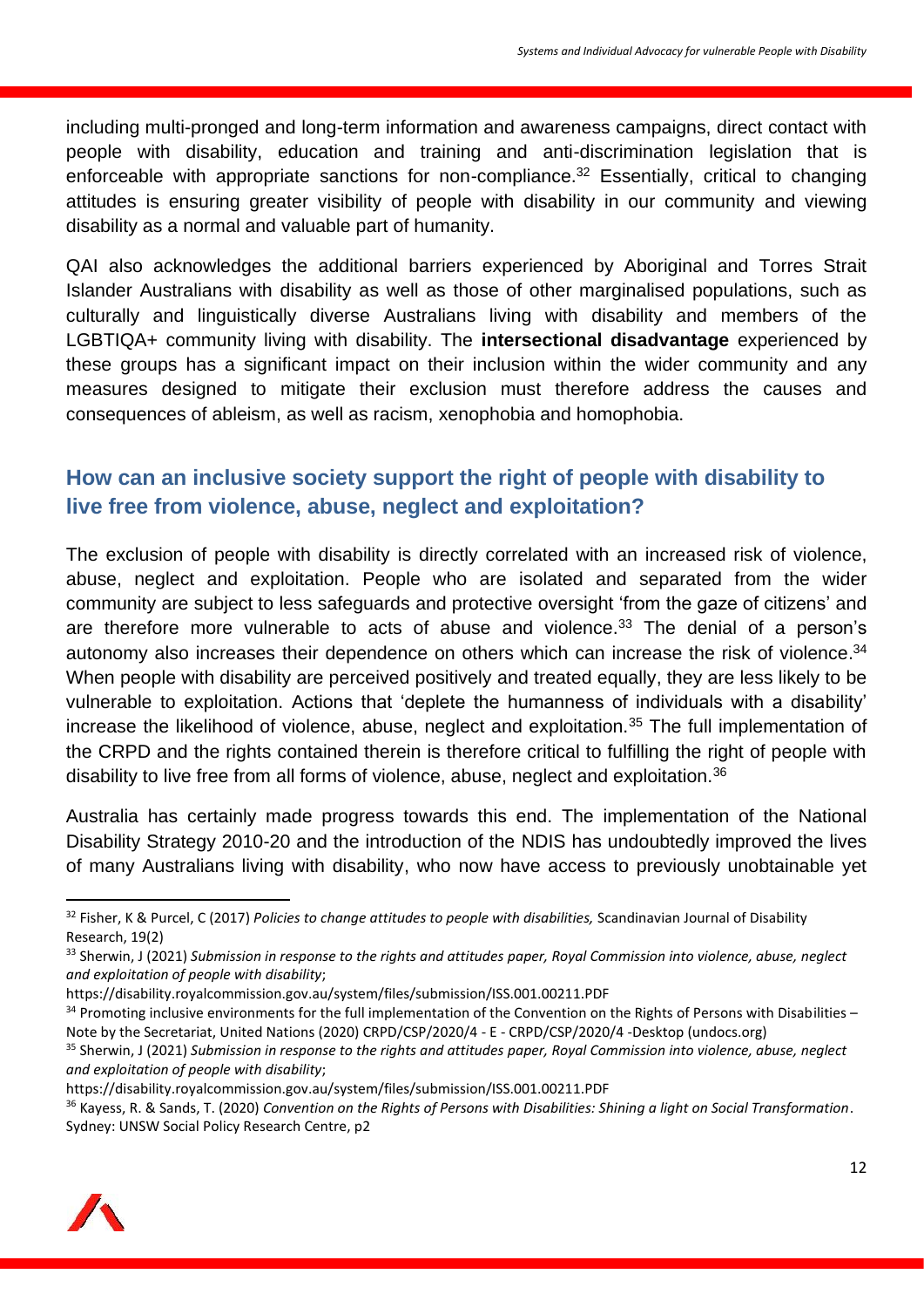including multi-pronged and long-term information and awareness campaigns, direct contact with people with disability, education and training and anti-discrimination legislation that is enforceable with appropriate sanctions for non-compliance.[32] Essentially, critical to changing attitudes is ensuring greater visibility of people with disability in our community and viewing disability as a normal and valuable part of humanity.

QAI also acknowledges the additional barriers experienced by Aboriginal and Torres Strait Islander Australians with disability as well as those of other marginalised populations, such as culturally and linguistically diverse Australians living with disability and members of the LGBTIQA+ community living with disability. The **intersectional disadvantage** experienced by these groups has a significant impact on their inclusion within the wider community and any measures designed to mitigate their exclusion must therefore address the causes and consequences of ableism, as well as racism, xenophobia and homophobia.

## How can an inclusive society support the right of people with disability to live free from violence, abuse, neglect and exploitation?

The exclusion of people with disability is directly correlated with an increased risk of violence, abuse, neglect and exploitation. People who are isolated and separated from the wider community are subject to less safeguards and protective oversight 'from the gaze of citizens' and are therefore more vulnerable to acts of abuse and violence.[33] The denial of a person's autonomy also increases their dependence on others which can increase the risk of violence.[34] When people with disability are perceived positively and treated equally, they are less likely to be vulnerable to exploitation. Actions that 'deplete the humanness of individuals with a disability' increase the likelihood of violence, abuse, neglect and exploitation.[35] The full implementation of the CRPD and the rights contained therein is therefore critical to fulfilling the right of people with disability to live free from all forms of violence, abuse, neglect and exploitation.[36]

Australia has certainly made progress towards this end. The implementation of the National Disability Strategy 2010-20 and the introduction of the NDIS has undoubtedly improved the lives of many Australians living with disability, who now have access to previously unobtainable yet

---

[32] Fisher, K & Purcel, C (2017) *Policies to change attitudes to people with disabilities,* Scandinavian Journal of Disability Research, 19(2)

[33] Sherwin, J (2021) *Submission in response to the rights and attitudes paper, Royal Commission into violence, abuse, neglect and exploitation of people with disability*; https://disability.royalcommission.gov.au/system/files/submission/ISS.001.00211.PDF

[34] Promoting inclusive environments for the full implementation of the Convention on the Rights of Persons with Disabilities – Note by the Secretariat, United Nations (2020) CRPD/CSP/2020/4 - E - CRPD/CSP/2020/4 -Desktop (undocs.org)

[35] Sherwin, J (2021) *Submission in response to the rights and attitudes paper, Royal Commission into violence, abuse, neglect and exploitation of people with disability*; https://disability.royalcommission.gov.au/system/files/submission/ISS.001.00211.PDF

[36] Kayess, R. & Sands, T. (2020) *Convention on the Rights of Persons with Disabilities: Shining a light on Social Transformation*. Sydney: UNSW Social Policy Research Centre, p2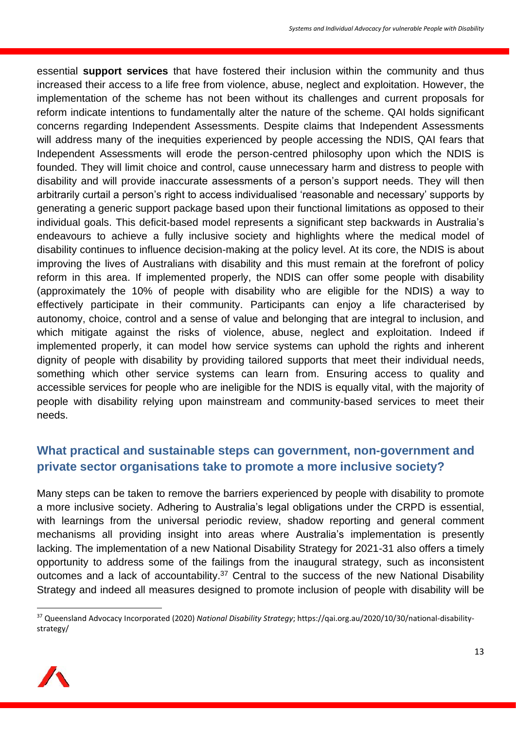essential **support services** that have fostered their inclusion within the community and thus increased their access to a life free from violence, abuse, neglect and exploitation. However, the implementation of the scheme has not been without its challenges and current proposals for reform indicate intentions to fundamentally alter the nature of the scheme. QAI holds significant concerns regarding Independent Assessments. Despite claims that Independent Assessments will address many of the inequities experienced by people accessing the NDIS, QAI fears that Independent Assessments will erode the person-centred philosophy upon which the NDIS is founded. They will limit choice and control, cause unnecessary harm and distress to people with disability and will provide inaccurate assessments of a person's support needs. They will then arbitrarily curtail a person's right to access individualised 'reasonable and necessary' supports by generating a generic support package based upon their functional limitations as opposed to their individual goals. This deficit-based model represents a significant step backwards in Australia's endeavours to achieve a fully inclusive society and highlights where the medical model of disability continues to influence decision-making at the policy level. At its core, the NDIS is about improving the lives of Australians with disability and this must remain at the forefront of policy reform in this area. If implemented properly, the NDIS can offer some people with disability (approximately the 10% of people with disability who are eligible for the NDIS) a way to effectively participate in their community. Participants can enjoy a life characterised by autonomy, choice, control and a sense of value and belonging that are integral to inclusion, and which mitigate against the risks of violence, abuse, neglect and exploitation. Indeed if implemented properly, it can model how service systems can uphold the rights and inherent dignity of people with disability by providing tailored supports that meet their individual needs, something which other service systems can learn from. Ensuring access to quality and accessible services for people who are ineligible for the NDIS is equally vital, with the majority of people with disability relying upon mainstream and community-based services to meet their needs.

## What practical and sustainable steps can government, non-government and private sector organisations take to promote a more inclusive society?

Many steps can be taken to remove the barriers experienced by people with disability to promote a more inclusive society. Adhering to Australia's legal obligations under the CRPD is essential, with learnings from the universal periodic review, shadow reporting and general comment mechanisms all providing insight into areas where Australia's implementation is presently lacking. The implementation of a new National Disability Strategy for 2021-31 also offers a timely opportunity to address some of the failings from the inaugural strategy, such as inconsistent outcomes and a lack of accountability.[37] Central to the success of the new National Disability Strategy and indeed all measures designed to promote inclusion of people with disability will be

[37] Queensland Advocacy Incorporated (2020) *National Disability Strategy*; https://qai.org.au/2020/10/30/national-disability-strategy/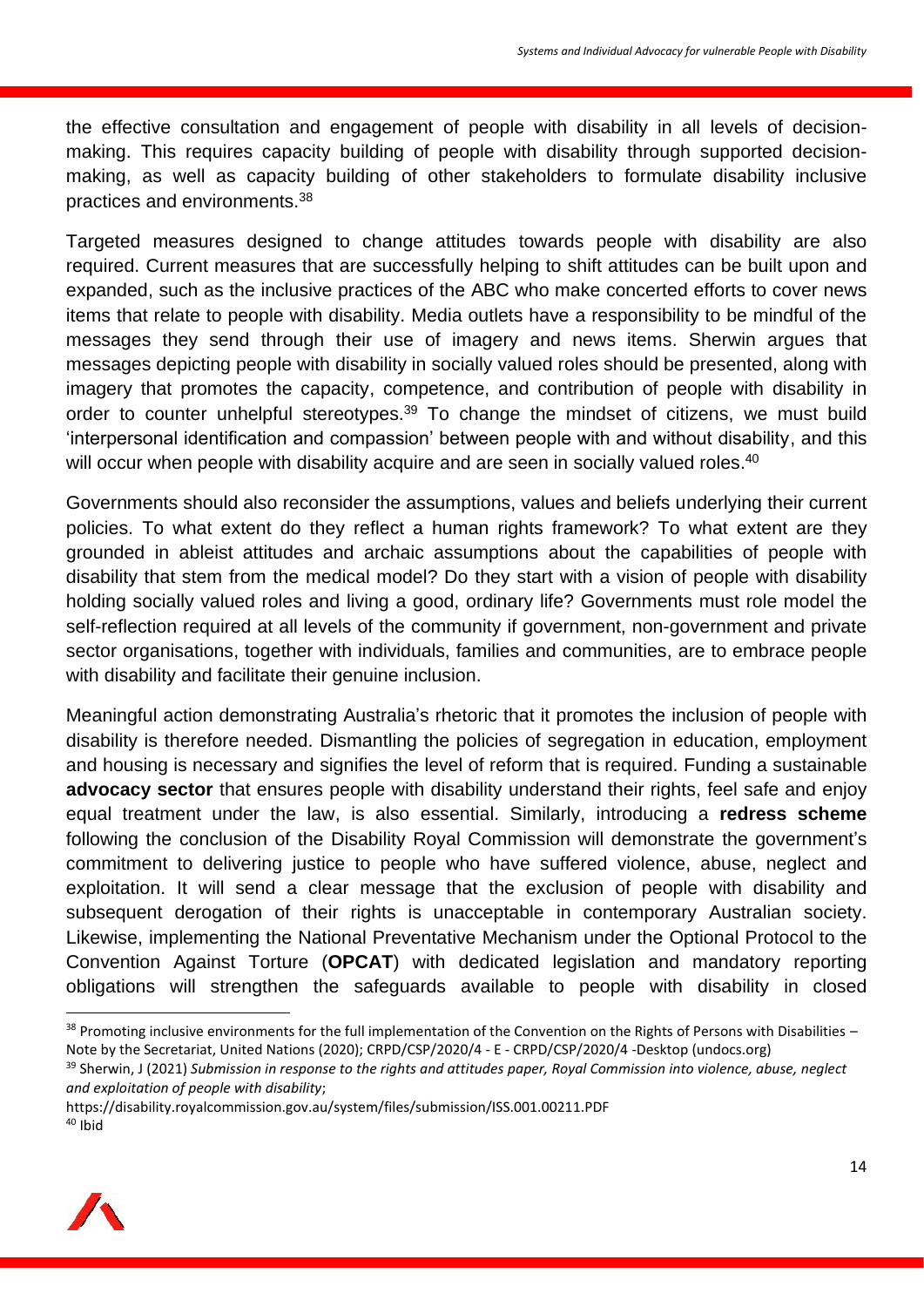the effective consultation and engagement of people with disability in all levels of decision-making. This requires capacity building of people with disability through supported decision-making, as well as capacity building of other stakeholders to formulate disability inclusive practices and environments.[38]

Targeted measures designed to change attitudes towards people with disability are also required. Current measures that are successfully helping to shift attitudes can be built upon and expanded, such as the inclusive practices of the ABC who make concerted efforts to cover news items that relate to people with disability. Media outlets have a responsibility to be mindful of the messages they send through their use of imagery and news items. Sherwin argues that messages depicting people with disability in socially valued roles should be presented, along with imagery that promotes the capacity, competence, and contribution of people with disability in order to counter unhelpful stereotypes.[39] To change the mindset of citizens, we must build 'interpersonal identification and compassion' between people with and without disability, and this will occur when people with disability acquire and are seen in socially valued roles.[40]

Governments should also reconsider the assumptions, values and beliefs underlying their current policies. To what extent do they reflect a human rights framework? To what extent are they grounded in ableist attitudes and archaic assumptions about the capabilities of people with disability that stem from the medical model? Do they start with a vision of people with disability holding socially valued roles and living a good, ordinary life? Governments must role model the self-reflection required at all levels of the community if government, non-government and private sector organisations, together with individuals, families and communities, are to embrace people with disability and facilitate their genuine inclusion.

Meaningful action demonstrating Australia's rhetoric that it promotes the inclusion of people with disability is therefore needed. Dismantling the policies of segregation in education, employment and housing is necessary and signifies the level of reform that is required. Funding a sustainable **advocacy sector** that ensures people with disability understand their rights, feel safe and enjoy equal treatment under the law, is also essential. Similarly, introducing a **redress scheme** following the conclusion of the Disability Royal Commission will demonstrate the government's commitment to delivering justice to people who have suffered violence, abuse, neglect and exploitation. It will send a clear message that the exclusion of people with disability and subsequent derogation of their rights is unacceptable in contemporary Australian society. Likewise, implementing the National Preventative Mechanism under the Optional Protocol to the Convention Against Torture (**OPCAT**) with dedicated legislation and mandatory reporting obligations will strengthen the safeguards available to people with disability in closed

---

[38] Promoting inclusive environments for the full implementation of the Convention on the Rights of Persons with Disabilities – Note by the Secretariat, United Nations (2020); CRPD/CSP/2020/4 - E - CRPD/CSP/2020/4 -Desktop (undocs.org)

[39] Sherwin, J (2021) *Submission in response to the rights and attitudes paper, Royal Commission into violence, abuse, neglect and exploitation of people with disability*; https://disability.royalcommission.gov.au/system/files/submission/ISS.001.00211.PDF

[40] Ibid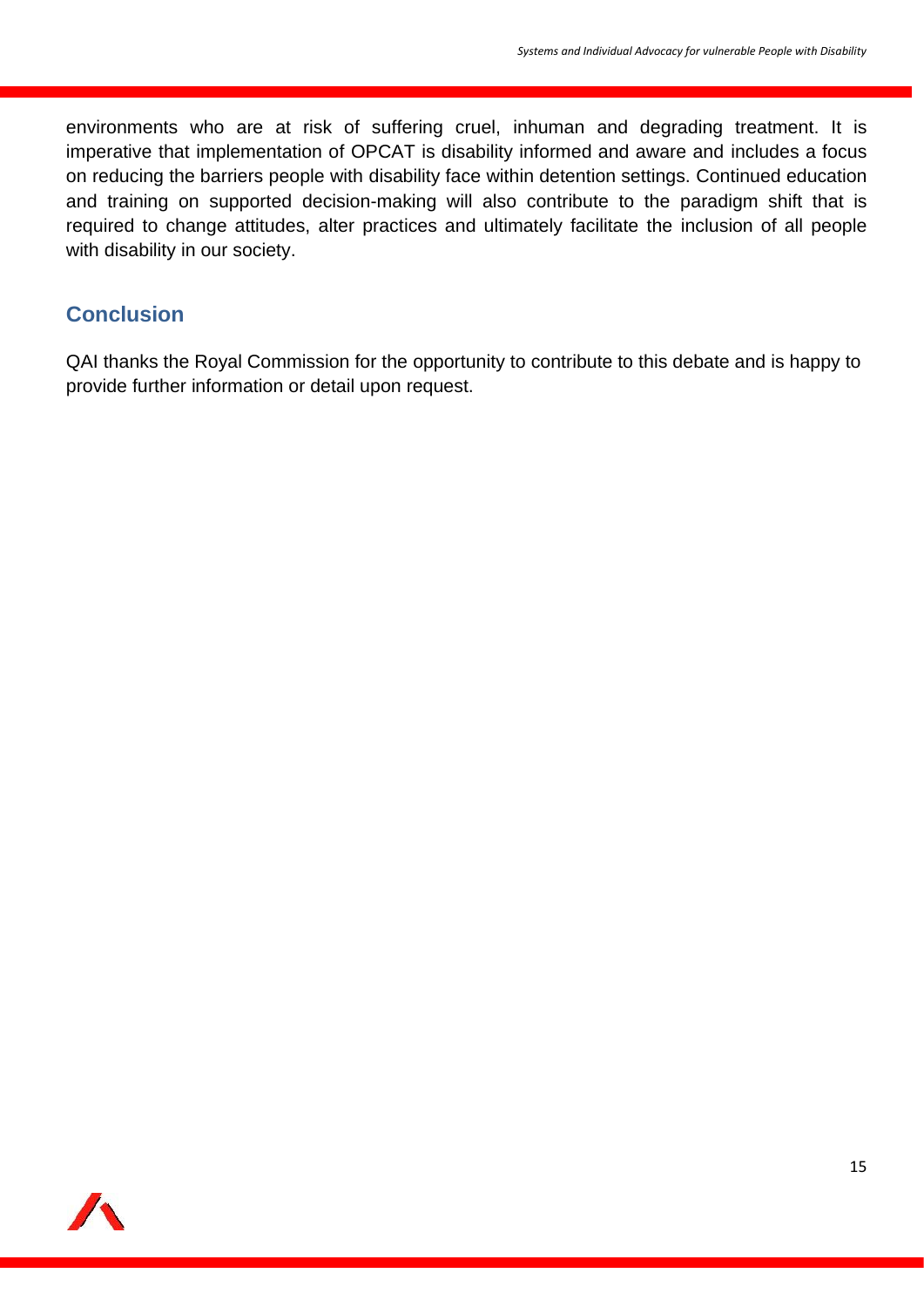environments who are at risk of suffering cruel, inhuman and degrading treatment. It is imperative that implementation of OPCAT is disability informed and aware and includes a focus on reducing the barriers people with disability face within detention settings. Continued education and training on supported decision-making will also contribute to the paradigm shift that is required to change attitudes, alter practices and ultimately facilitate the inclusion of all people with disability in our society.

## Conclusion

QAI thanks the Royal Commission for the opportunity to contribute to this debate and is happy to provide further information or detail upon request.